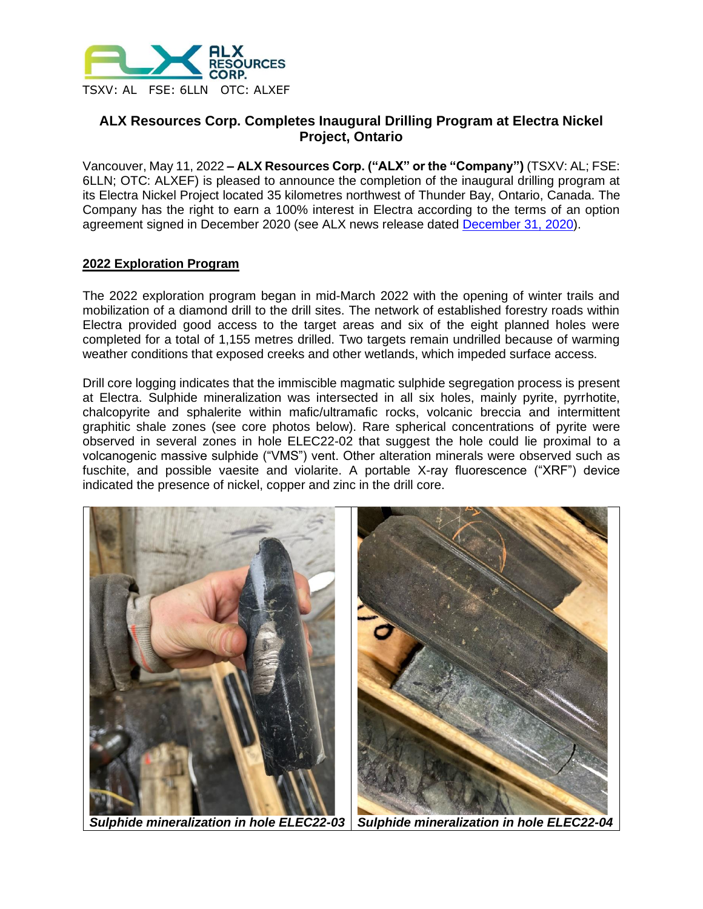ALX RESOURCES CORP.

TSXV: AL FSE: 6LLN OTC: ALXEF

# ALX Resources Corp. Completes Inaugural Drilling Program at Electra Nickel Project, Ontario

Vancouver, May 11, 2022 **– ALX Resources Corp. ("ALX" or the "Company")** (TSXV: AL; FSE: 6LLN; OTC: ALXEF) is pleased to announce the completion of the inaugural drilling program at its Electra Nickel Project located 35 kilometres northwest of Thunder Bay, Ontario, Canada. The Company has the right to earn a 100% interest in Electra according to the terms of an option agreement signed in December 2020 (see ALX news release dated December 31, 2020).

## 2022 Exploration Program

The 2022 exploration program began in mid-March 2022 with the opening of winter trails and mobilization of a diamond drill to the drill sites. The network of established forestry roads within Electra provided good access to the target areas and six of the eight planned holes were completed for a total of 1,155 metres drilled. Two targets remain undrilled because of warming weather conditions that exposed creeks and other wetlands, which impeded surface access.

Drill core logging indicates that the immiscible magmatic sulphide segregation process is present at Electra. Sulphide mineralization was intersected in all six holes, mainly pyrite, pyrrhotite, chalcopyrite and sphalerite within mafic/ultramafic rocks, volcanic breccia and intermittent graphitic shale zones (see core photos below). Rare spherical concentrations of pyrite were observed in several zones in hole ELEC22-02 that suggest the hole could lie proximal to a volcanogenic massive sulphide ("VMS") vent. Other alteration minerals were observed such as fuschite, and possible vaesite and violarite. A portable X-ray fluorescence ("XRF") device indicated the presence of nickel, copper and zinc in the drill core.

***Sulphide mineralization in hole ELEC22-03***

***Sulphide mineralization in hole ELEC22-04***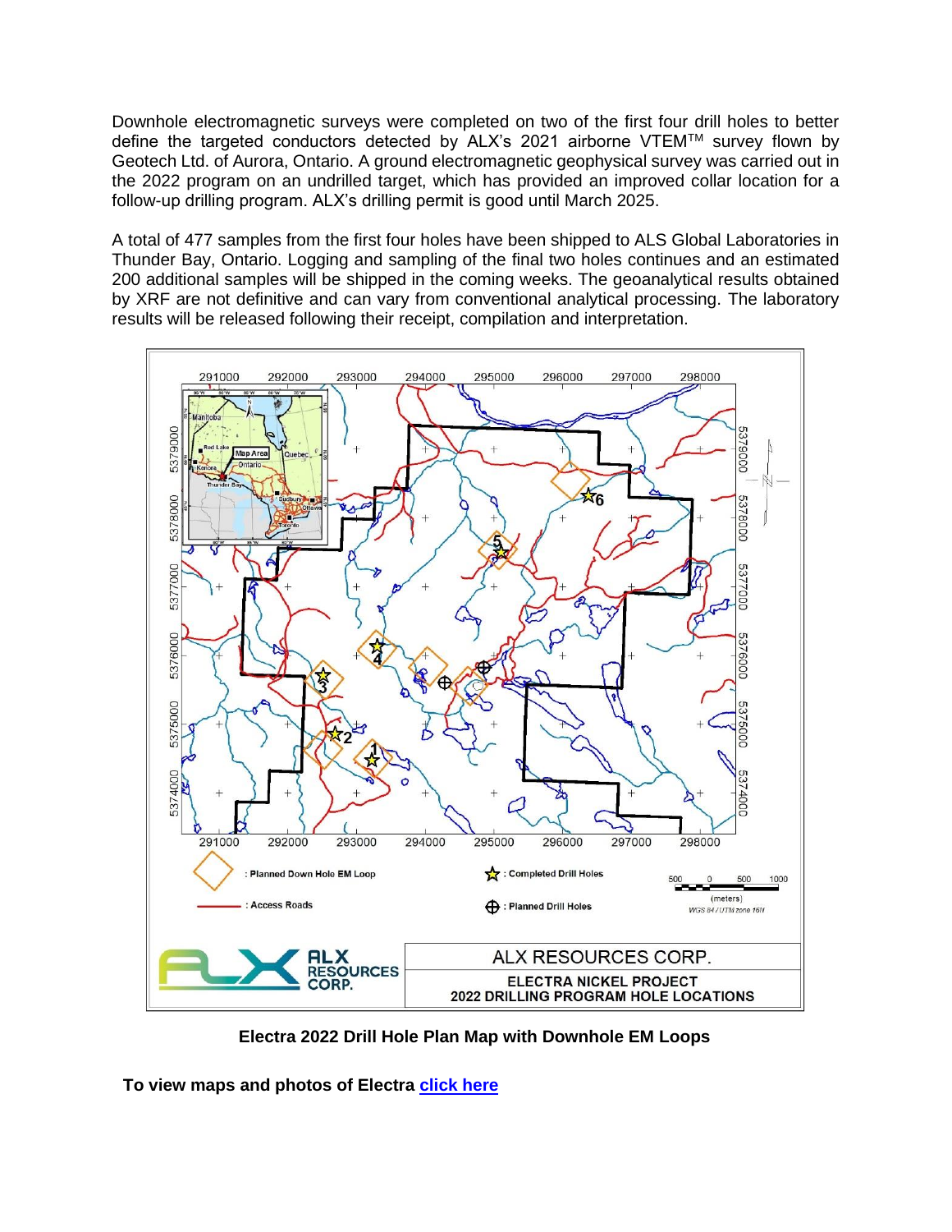Downhole electromagnetic surveys were completed on two of the first four drill holes to better define the targeted conductors detected by ALX's 2021 airborne VTEM™ survey flown by Geotech Ltd. of Aurora, Ontario. A ground electromagnetic geophysical survey was carried out in the 2022 program on an undrilled target, which has provided an improved collar location for a follow-up drilling program. ALX's drilling permit is good until March 2025.

A total of 477 samples from the first four holes have been shipped to ALS Global Laboratories in Thunder Bay, Ontario. Logging and sampling of the final two holes continues and an estimated 200 additional samples will be shipped in the coming weeks. The geoanalytical results obtained by XRF are not definitive and can vary from conventional analytical processing. The laboratory results will be released following their receipt, compilation and interpretation.

**Electra 2022 Drill Hole Plan Map with Downhole EM Loops**

**To view maps and photos of Electra [click here]()**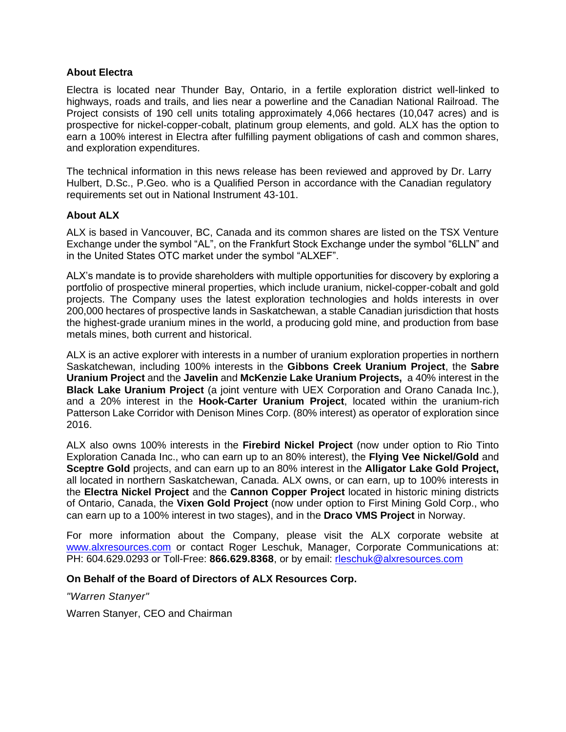### About Electra

Electra is located near Thunder Bay, Ontario, in a fertile exploration district well-linked to highways, roads and trails, and lies near a powerline and the Canadian National Railroad. The Project consists of 190 cell units totaling approximately 4,066 hectares (10,047 acres) and is prospective for nickel-copper-cobalt, platinum group elements, and gold. ALX has the option to earn a 100% interest in Electra after fulfilling payment obligations of cash and common shares, and exploration expenditures.

The technical information in this news release has been reviewed and approved by Dr. Larry Hulbert, D.Sc., P.Geo. who is a Qualified Person in accordance with the Canadian regulatory requirements set out in National Instrument 43-101.

### About ALX

ALX is based in Vancouver, BC, Canada and its common shares are listed on the TSX Venture Exchange under the symbol "AL", on the Frankfurt Stock Exchange under the symbol "6LLN" and in the United States OTC market under the symbol "ALXEF".

ALX's mandate is to provide shareholders with multiple opportunities for discovery by exploring a portfolio of prospective mineral properties, which include uranium, nickel-copper-cobalt and gold projects. The Company uses the latest exploration technologies and holds interests in over 200,000 hectares of prospective lands in Saskatchewan, a stable Canadian jurisdiction that hosts the highest-grade uranium mines in the world, a producing gold mine, and production from base metals mines, both current and historical.

ALX is an active explorer with interests in a number of uranium exploration properties in northern Saskatchewan, including 100% interests in the **Gibbons Creek Uranium Project**, the **Sabre Uranium Project** and the **Javelin** and **McKenzie Lake Uranium Projects,** a 40% interest in the **Black Lake Uranium Project** (a joint venture with UEX Corporation and Orano Canada Inc.), and a 20% interest in the **Hook-Carter Uranium Project**, located within the uranium-rich Patterson Lake Corridor with Denison Mines Corp. (80% interest) as operator of exploration since 2016.

ALX also owns 100% interests in the **Firebird Nickel Project** (now under option to Rio Tinto Exploration Canada Inc., who can earn up to an 80% interest), the **Flying Vee Nickel/Gold** and **Sceptre Gold** projects, and can earn up to an 80% interest in the **Alligator Lake Gold Project,** all located in northern Saskatchewan, Canada. ALX owns, or can earn, up to 100% interests in the **Electra Nickel Project** and the **Cannon Copper Project** located in historic mining districts of Ontario, Canada, the **Vixen Gold Project** (now under option to First Mining Gold Corp., who can earn up to a 100% interest in two stages), and in the **Draco VMS Project** in Norway.

For more information about the Company, please visit the ALX corporate website at [www.alxresources.com](http://www.alxresources.com) or contact Roger Leschuk, Manager, Corporate Communications at: PH: 604.629.0293 or Toll-Free: **866.629.8368**, or by email: [rleschuk@alxresources.com](mailto:rleschuk@alxresources.com)

**On Behalf of the Board of Directors of ALX Resources Corp.**

*"Warren Stanyer"*

Warren Stanyer, CEO and Chairman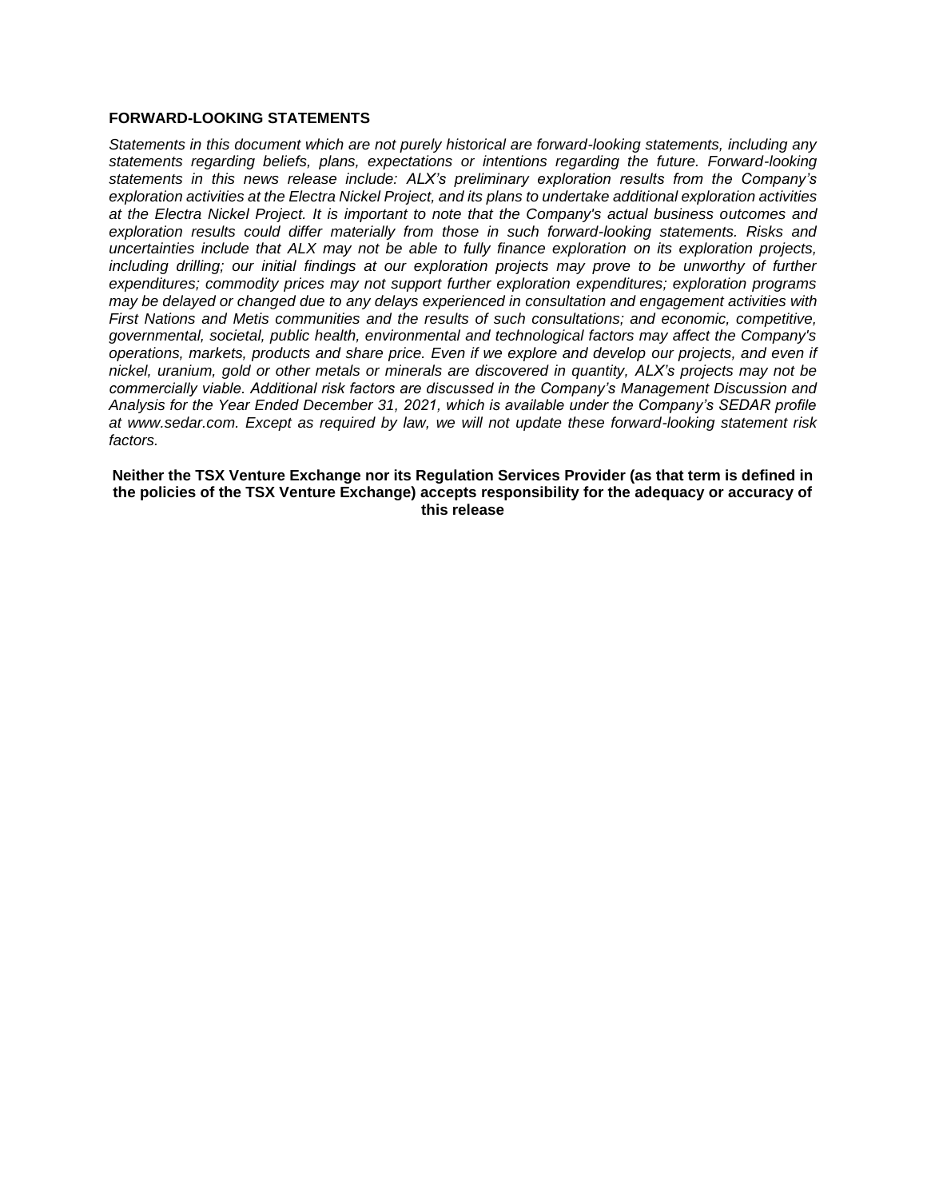**FORWARD-LOOKING STATEMENTS**

*Statements in this document which are not purely historical are forward-looking statements, including any statements regarding beliefs, plans, expectations or intentions regarding the future. Forward-looking statements in this news release include: ALX's preliminary exploration results from the Company's exploration activities at the Electra Nickel Project, and its plans to undertake additional exploration activities at the Electra Nickel Project. It is important to note that the Company's actual business outcomes and exploration results could differ materially from those in such forward-looking statements. Risks and uncertainties include that ALX may not be able to fully finance exploration on its exploration projects, including drilling; our initial findings at our exploration projects may prove to be unworthy of further expenditures; commodity prices may not support further exploration expenditures; exploration programs may be delayed or changed due to any delays experienced in consultation and engagement activities with First Nations and Metis communities and the results of such consultations; and economic, competitive, governmental, societal, public health, environmental and technological factors may affect the Company's operations, markets, products and share price. Even if we explore and develop our projects, and even if nickel, uranium, gold or other metals or minerals are discovered in quantity, ALX's projects may not be commercially viable. Additional risk factors are discussed in the Company's Management Discussion and Analysis for the Year Ended December 31, 2021, which is available under the Company's SEDAR profile at www.sedar.com. Except as required by law, we will not update these forward-looking statement risk factors.*

**Neither the TSX Venture Exchange nor its Regulation Services Provider (as that term is defined in the policies of the TSX Venture Exchange) accepts responsibility for the adequacy or accuracy of this release**